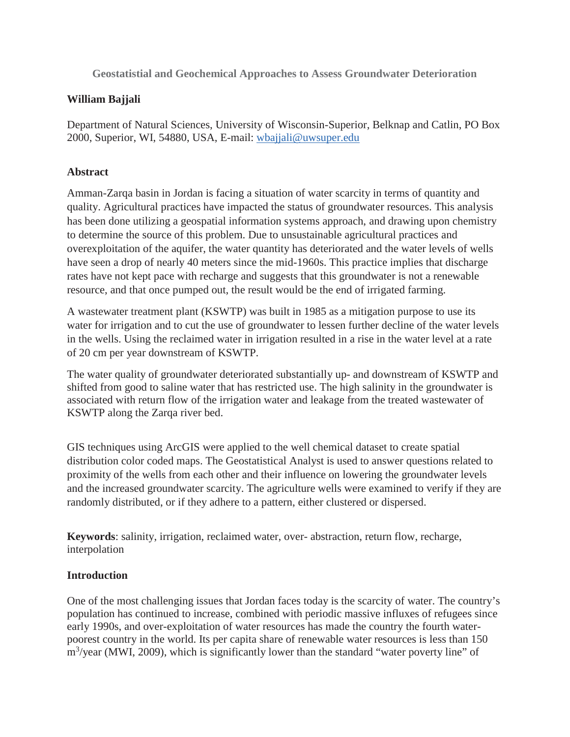# Geostatistial and Geochemical Approaches to Assess Groundwater Deterioration

**William Bajjali**

Department of Natural Sciences, University of Wisconsin-Superior, Belknap and Catlin, PO Box 2000, Superior, WI, 54880, USA, E-mail: wbajjali@uwsuper.edu

## Abstract

Amman-Zarqa basin in Jordan is facing a situation of water scarcity in terms of quantity and quality. Agricultural practices have impacted the status of groundwater resources. This analysis has been done utilizing a geospatial information systems approach, and drawing upon chemistry to determine the source of this problem. Due to unsustainable agricultural practices and overexploitation of the aquifer, the water quantity has deteriorated and the water levels of wells have seen a drop of nearly 40 meters since the mid-1960s. This practice implies that discharge rates have not kept pace with recharge and suggests that this groundwater is not a renewable resource, and that once pumped out, the result would be the end of irrigated farming.

A wastewater treatment plant (KSWTP) was built in 1985 as a mitigation purpose to use its water for irrigation and to cut the use of groundwater to lessen further decline of the water levels in the wells. Using the reclaimed water in irrigation resulted in a rise in the water level at a rate of 20 cm per year downstream of KSWTP.

The water quality of groundwater deteriorated substantially up- and downstream of KSWTP and shifted from good to saline water that has restricted use. The high salinity in the groundwater is associated with return flow of the irrigation water and leakage from the treated wastewater of KSWTP along the Zarqa river bed.

GIS techniques using ArcGIS were applied to the well chemical dataset to create spatial distribution color coded maps. The Geostatistical Analyst is used to answer questions related to proximity of the wells from each other and their influence on lowering the groundwater levels and the increased groundwater scarcity. The agriculture wells were examined to verify if they are randomly distributed, or if they adhere to a pattern, either clustered or dispersed.

**Keywords**: salinity, irrigation, reclaimed water, over- abstraction, return flow, recharge, interpolation

## Introduction

One of the most challenging issues that Jordan faces today is the scarcity of water. The country's population has continued to increase, combined with periodic massive influxes of refugees since early 1990s, and over-exploitation of water resources has made the country the fourth water-poorest country in the world. Its per capita share of renewable water resources is less than 150 $m^3$/year (MWI, 2009), which is significantly lower than the standard "water poverty line" of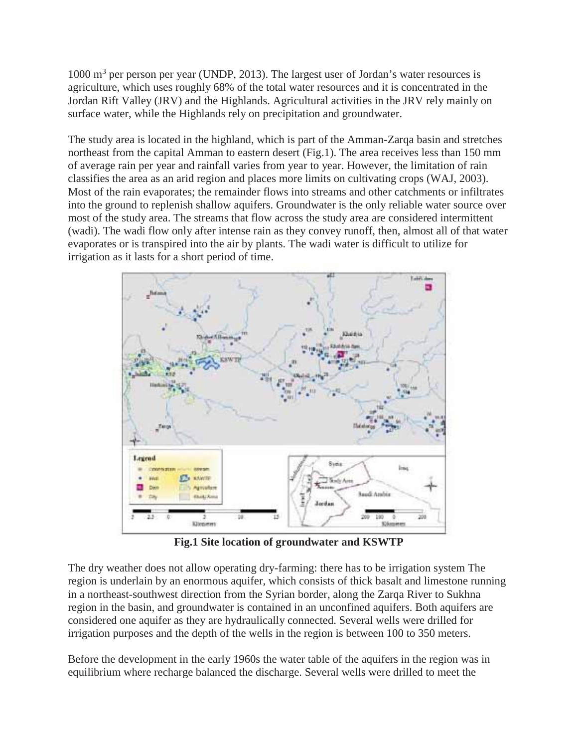1000 $m^3$ per person per year (UNDP, 2013). The largest user of Jordan's water resources is agriculture, which uses roughly 68% of the total water resources and it is concentrated in the Jordan Rift Valley (JRV) and the Highlands. Agricultural activities in the JRV rely mainly on surface water, while the Highlands rely on precipitation and groundwater.

The study area is located in the highland, which is part of the Amman-Zarqa basin and stretches northeast from the capital Amman to eastern desert (Fig.1). The area receives less than 150 mm of average rain per year and rainfall varies from year to year. However, the limitation of rain classifies the area as an arid region and places more limits on cultivating crops (WAJ, 2003). Most of the rain evaporates; the remainder flows into streams and other catchments or infiltrates into the ground to replenish shallow aquifers. Groundwater is the only reliable water source over most of the study area. The streams that flow across the study area are considered intermittent (wadi). The wadi flow only after intense rain as they convey runoff, then, almost all of that water evaporates or is transpired into the air by plants. The wadi water is difficult to utilize for irrigation as it lasts for a short period of time.

**Fig.1 Site location of groundwater and KSWTP**

The dry weather does not allow operating dry-farming: there has to be irrigation system The region is underlain by an enormous aquifer, which consists of thick basalt and limestone running in a northeast-southwest direction from the Syrian border, along the Zarqa River to Sukhna region in the basin, and groundwater is contained in an unconfined aquifers. Both aquifers are considered one aquifer as they are hydraulically connected. Several wells were drilled for irrigation purposes and the depth of the wells in the region is between 100 to 350 meters.

Before the development in the early 1960s the water table of the aquifers in the region was in equilibrium where recharge balanced the discharge. Several wells were drilled to meet the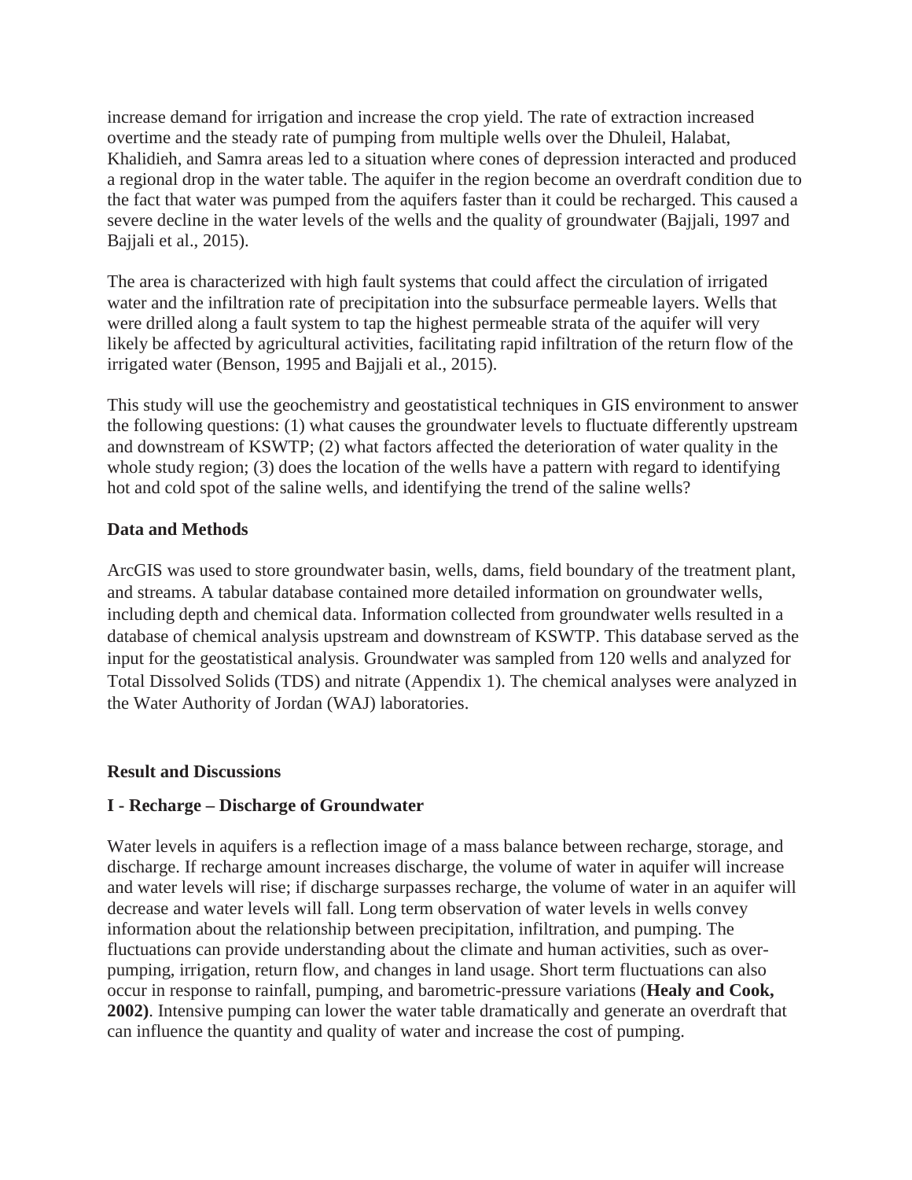increase demand for irrigation and increase the crop yield. The rate of extraction increased overtime and the steady rate of pumping from multiple wells over the Dhuleil, Halabat, Khalidieh, and Samra areas led to a situation where cones of depression interacted and produced a regional drop in the water table. The aquifer in the region become an overdraft condition due to the fact that water was pumped from the aquifers faster than it could be recharged. This caused a severe decline in the water levels of the wells and the quality of groundwater (Bajjali, 1997 and Bajjali et al., 2015).

The area is characterized with high fault systems that could affect the circulation of irrigated water and the infiltration rate of precipitation into the subsurface permeable layers. Wells that were drilled along a fault system to tap the highest permeable strata of the aquifer will very likely be affected by agricultural activities, facilitating rapid infiltration of the return flow of the irrigated water (Benson, 1995 and Bajjali et al., 2015).

This study will use the geochemistry and geostatistical techniques in GIS environment to answer the following questions: (1) what causes the groundwater levels to fluctuate differently upstream and downstream of KSWTP; (2) what factors affected the deterioration of water quality in the whole study region; (3) does the location of the wells have a pattern with regard to identifying hot and cold spot of the saline wells, and identifying the trend of the saline wells?

## Data and Methods

ArcGIS was used to store groundwater basin, wells, dams, field boundary of the treatment plant, and streams. A tabular database contained more detailed information on groundwater wells, including depth and chemical data. Information collected from groundwater wells resulted in a database of chemical analysis upstream and downstream of KSWTP. This database served as the input for the geostatistical analysis. Groundwater was sampled from 120 wells and analyzed for Total Dissolved Solids (TDS) and nitrate (Appendix 1). The chemical analyses were analyzed in the Water Authority of Jordan (WAJ) laboratories.

## Result and Discussions

### I - Recharge – Discharge of Groundwater

Water levels in aquifers is a reflection image of a mass balance between recharge, storage, and discharge. If recharge amount increases discharge, the volume of water in aquifer will increase and water levels will rise; if discharge surpasses recharge, the volume of water in an aquifer will decrease and water levels will fall. Long term observation of water levels in wells convey information about the relationship between precipitation, infiltration, and pumping. The fluctuations can provide understanding about the climate and human activities, such as over-pumping, irrigation, return flow, and changes in land usage. Short term fluctuations can also occur in response to rainfall, pumping, and barometric-pressure variations (**Healy and Cook, 2002)**. Intensive pumping can lower the water table dramatically and generate an overdraft that can influence the quantity and quality of water and increase the cost of pumping.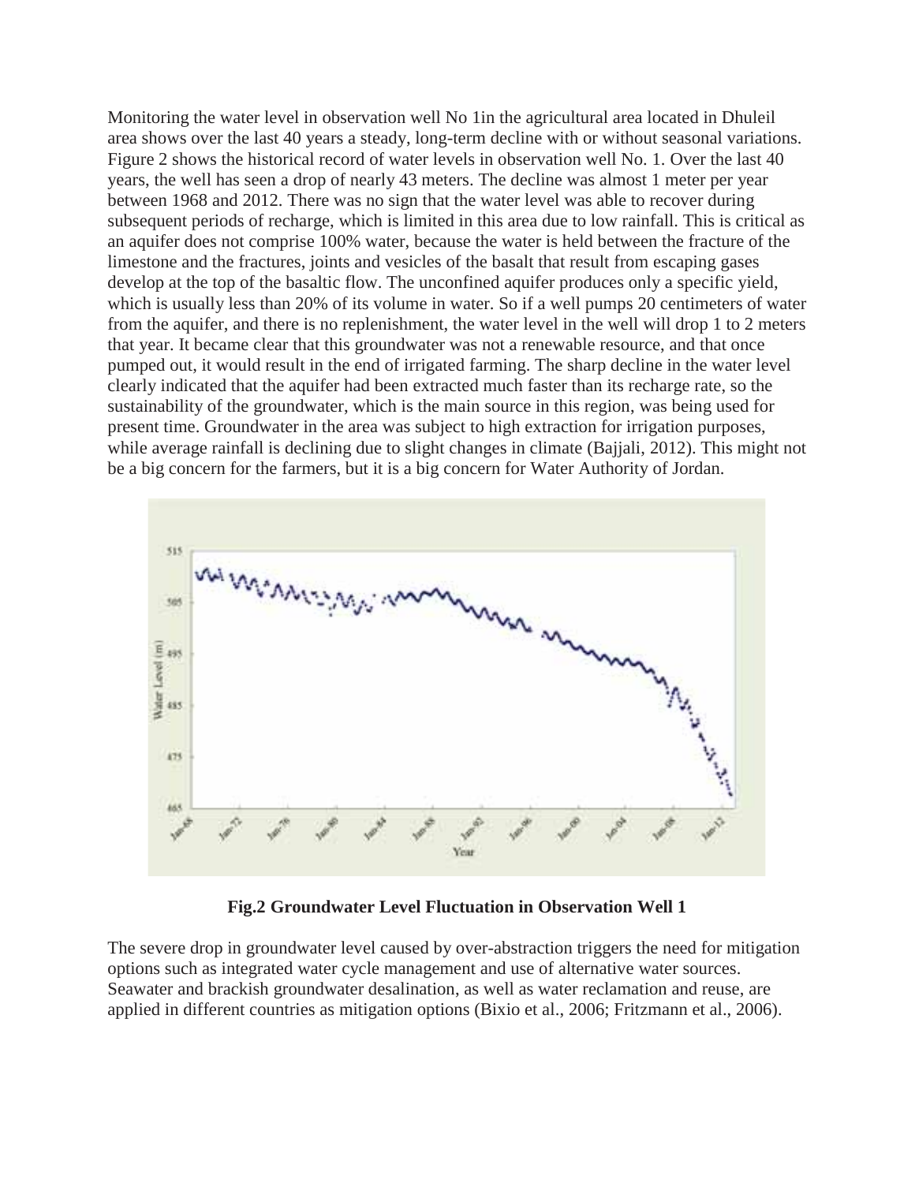Monitoring the water level in observation well No 1in the agricultural area located in Dhuleil area shows over the last 40 years a steady, long-term decline with or without seasonal variations. Figure 2 shows the historical record of water levels in observation well No. 1. Over the last 40 years, the well has seen a drop of nearly 43 meters. The decline was almost 1 meter per year between 1968 and 2012. There was no sign that the water level was able to recover during subsequent periods of recharge, which is limited in this area due to low rainfall. This is critical as an aquifer does not comprise 100% water, because the water is held between the fracture of the limestone and the fractures, joints and vesicles of the basalt that result from escaping gases develop at the top of the basaltic flow. The unconfined aquifer produces only a specific yield, which is usually less than 20% of its volume in water. So if a well pumps 20 centimeters of water from the aquifer, and there is no replenishment, the water level in the well will drop 1 to 2 meters that year. It became clear that this groundwater was not a renewable resource, and that once pumped out, it would result in the end of irrigated farming. The sharp decline in the water level clearly indicated that the aquifer had been extracted much faster than its recharge rate, so the sustainability of the groundwater, which is the main source in this region, was being used for present time. Groundwater in the area was subject to high extraction for irrigation purposes, while average rainfall is declining due to slight changes in climate (Bajjali, 2012). This might not be a big concern for the farmers, but it is a big concern for Water Authority of Jordan.

**Fig.2 Groundwater Level Fluctuation in Observation Well 1**

The severe drop in groundwater level caused by over-abstraction triggers the need for mitigation options such as integrated water cycle management and use of alternative water sources. Seawater and brackish groundwater desalination, as well as water reclamation and reuse, are applied in different countries as mitigation options (Bixio et al., 2006; Fritzmann et al., 2006).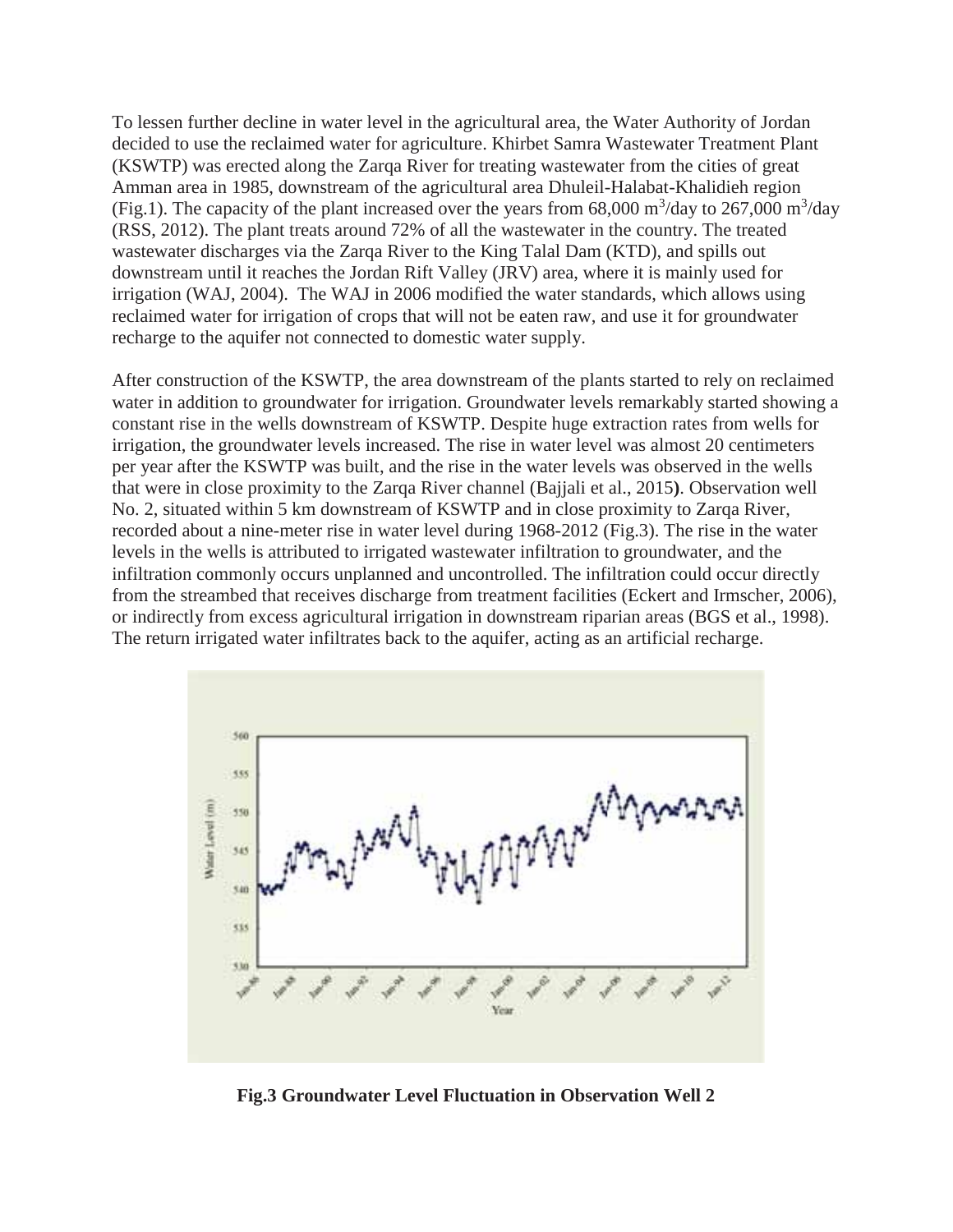To lessen further decline in water level in the agricultural area, the Water Authority of Jordan decided to use the reclaimed water for agriculture. Khirbet Samra Wastewater Treatment Plant (KSWTP) was erected along the Zarqa River for treating wastewater from the cities of great Amman area in 1985, downstream of the agricultural area Dhuleil-Halabat-Khalidieh region (Fig.1). The capacity of the plant increased over the years from 68,000 $m^3$/day to 267,000 $m^3$/day (RSS, 2012). The plant treats around 72% of all the wastewater in the country. The treated wastewater discharges via the Zarqa River to the King Talal Dam (KTD), and spills out downstream until it reaches the Jordan Rift Valley (JRV) area, where it is mainly used for irrigation (WAJ, 2004). The WAJ in 2006 modified the water standards, which allows using reclaimed water for irrigation of crops that will not be eaten raw, and use it for groundwater recharge to the aquifer not connected to domestic water supply.

After construction of the KSWTP, the area downstream of the plants started to rely on reclaimed water in addition to groundwater for irrigation. Groundwater levels remarkably started showing a constant rise in the wells downstream of KSWTP. Despite huge extraction rates from wells for irrigation, the groundwater levels increased. The rise in water level was almost 20 centimeters per year after the KSWTP was built, and the rise in the water levels was observed in the wells that were in close proximity to the Zarqa River channel (Bajjali et al., 2015**)**. Observation well No. 2, situated within 5 km downstream of KSWTP and in close proximity to Zarqa River, recorded about a nine-meter rise in water level during 1968-2012 (Fig.3). The rise in the water levels in the wells is attributed to irrigated wastewater infiltration to groundwater, and the infiltration commonly occurs unplanned and uncontrolled. The infiltration could occur directly from the streambed that receives discharge from treatment facilities (Eckert and Irmscher, 2006), or indirectly from excess agricultural irrigation in downstream riparian areas (BGS et al., 1998). The return irrigated water infiltrates back to the aquifer, acting as an artificial recharge.

**Fig.3 Groundwater Level Fluctuation in Observation Well 2**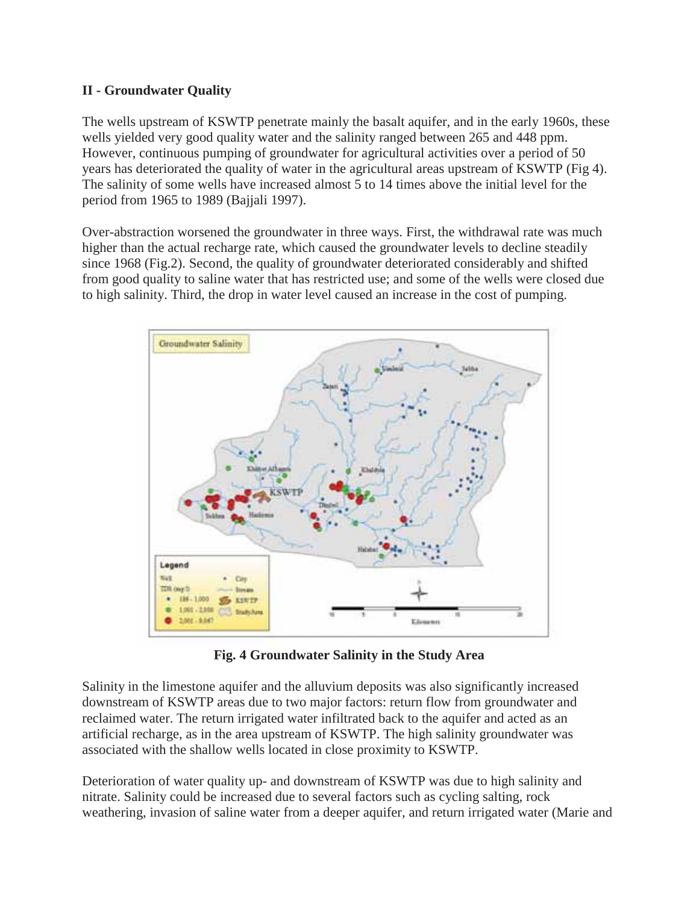## II - Groundwater Quality

The wells upstream of KSWTP penetrate mainly the basalt aquifer, and in the early 1960s, these wells yielded very good quality water and the salinity ranged between 265 and 448 ppm. However, continuous pumping of groundwater for agricultural activities over a period of 50 years has deteriorated the quality of water in the agricultural areas upstream of KSWTP (Fig 4). The salinity of some wells have increased almost 5 to 14 times above the initial level for the period from 1965 to 1989 (Bajjali 1997).

Over-abstraction worsened the groundwater in three ways. First, the withdrawal rate was much higher than the actual recharge rate, which caused the groundwater levels to decline steadily since 1968 (Fig.2). Second, the quality of groundwater deteriorated considerably and shifted from good quality to saline water that has restricted use; and some of the wells were closed due to high salinity. Third, the drop in water level caused an increase in the cost of pumping.

**Fig. 4 Groundwater Salinity in the Study Area**

Salinity in the limestone aquifer and the alluvium deposits was also significantly increased downstream of KSWTP areas due to two major factors: return flow from groundwater and reclaimed water. The return irrigated water infiltrated back to the aquifer and acted as an artificial recharge, as in the area upstream of KSWTP. The high salinity groundwater was associated with the shallow wells located in close proximity to KSWTP.

Deterioration of water quality up- and downstream of KSWTP was due to high salinity and nitrate. Salinity could be increased due to several factors such as cycling salting, rock weathering, invasion of saline water from a deeper aquifer, and return irrigated water (Marie and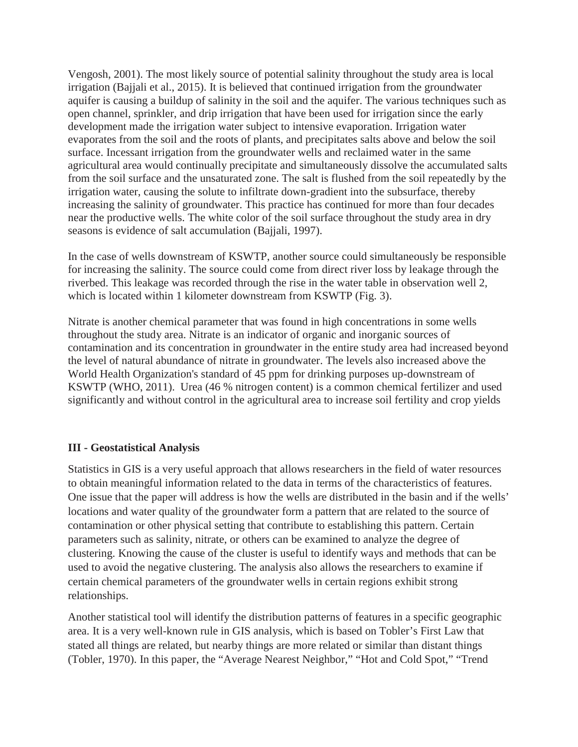Vengosh, 2001). The most likely source of potential salinity throughout the study area is local irrigation (Bajjali et al., 2015). It is believed that continued irrigation from the groundwater aquifer is causing a buildup of salinity in the soil and the aquifer. The various techniques such as open channel, sprinkler, and drip irrigation that have been used for irrigation since the early development made the irrigation water subject to intensive evaporation. Irrigation water evaporates from the soil and the roots of plants, and precipitates salts above and below the soil surface. Incessant irrigation from the groundwater wells and reclaimed water in the same agricultural area would continually precipitate and simultaneously dissolve the accumulated salts from the soil surface and the unsaturated zone. The salt is flushed from the soil repeatedly by the irrigation water, causing the solute to infiltrate down-gradient into the subsurface, thereby increasing the salinity of groundwater. This practice has continued for more than four decades near the productive wells. The white color of the soil surface throughout the study area in dry seasons is evidence of salt accumulation (Bajjali, 1997).

In the case of wells downstream of KSWTP, another source could simultaneously be responsible for increasing the salinity. The source could come from direct river loss by leakage through the riverbed. This leakage was recorded through the rise in the water table in observation well 2, which is located within 1 kilometer downstream from KSWTP (Fig. 3).

Nitrate is another chemical parameter that was found in high concentrations in some wells throughout the study area. Nitrate is an indicator of organic and inorganic sources of contamination and its concentration in groundwater in the entire study area had increased beyond the level of natural abundance of nitrate in groundwater. The levels also increased above the World Health Organization's standard of 45 ppm for drinking purposes up-downstream of KSWTP (WHO, 2011). Urea (46 % nitrogen content) is a common chemical fertilizer and used significantly and without control in the agricultural area to increase soil fertility and crop yields

## III - Geostatistical Analysis

Statistics in GIS is a very useful approach that allows researchers in the field of water resources to obtain meaningful information related to the data in terms of the characteristics of features. One issue that the paper will address is how the wells are distributed in the basin and if the wells' locations and water quality of the groundwater form a pattern that are related to the source of contamination or other physical setting that contribute to establishing this pattern. Certain parameters such as salinity, nitrate, or others can be examined to analyze the degree of clustering. Knowing the cause of the cluster is useful to identify ways and methods that can be used to avoid the negative clustering. The analysis also allows the researchers to examine if certain chemical parameters of the groundwater wells in certain regions exhibit strong relationships.

Another statistical tool will identify the distribution patterns of features in a specific geographic area. It is a very well-known rule in GIS analysis, which is based on Tobler's First Law that stated all things are related, but nearby things are more related or similar than distant things (Tobler, 1970). In this paper, the "Average Nearest Neighbor," "Hot and Cold Spot," "Trend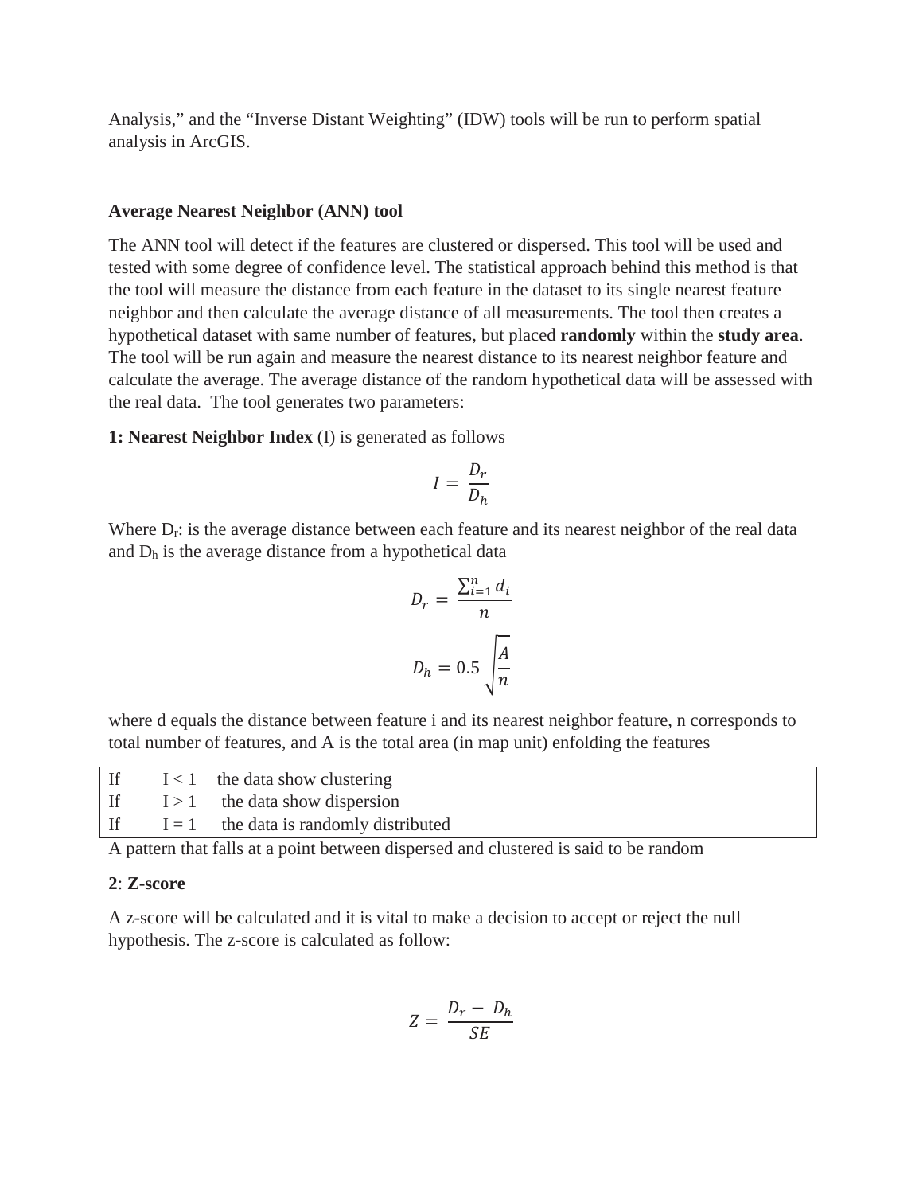Analysis," and the "Inverse Distant Weighting" (IDW) tools will be run to perform spatial analysis in ArcGIS.

**Average Nearest Neighbor (ANN) tool**

The ANN tool will detect if the features are clustered or dispersed. This tool will be used and tested with some degree of confidence level. The statistical approach behind this method is that the tool will measure the distance from each feature in the dataset to its single nearest feature neighbor and then calculate the average distance of all measurements. The tool then creates a hypothetical dataset with same number of features, but placed **randomly** within the **study area**. The tool will be run again and measure the nearest distance to its nearest neighbor feature and calculate the average. The average distance of the random hypothetical data will be assessed with the real data. The tool generates two parameters:

**1: Nearest Neighbor Index** (I) is generated as follows

$$I = \frac{D_r}{D_h}$$

Where $D_r$: is the average distance between each feature and its nearest neighbor of the real data and $D_h$ is the average distance from a hypothetical data

$$D_r = \frac{\sum_{i=1}^{n} d_i}{n}$$

$$D_h = 0.5\sqrt{\frac{A}{n}}$$

where d equals the distance between feature i and its nearest neighbor feature, n corresponds to total number of features, and A is the total area (in map unit) enfolding the features

| | | |
|---|---|---|
| If | $I < 1$ | the data show clustering |
| If | $I > 1$ | the data show dispersion |
| If | $I = 1$ | the data is randomly distributed |

A pattern that falls at a point between dispersed and clustered is said to be random

**2**: **Z-score**

A z-score will be calculated and it is vital to make a decision to accept or reject the null hypothesis. The z-score is calculated as follow:

$$Z = \frac{D_r - D_h}{SE}$$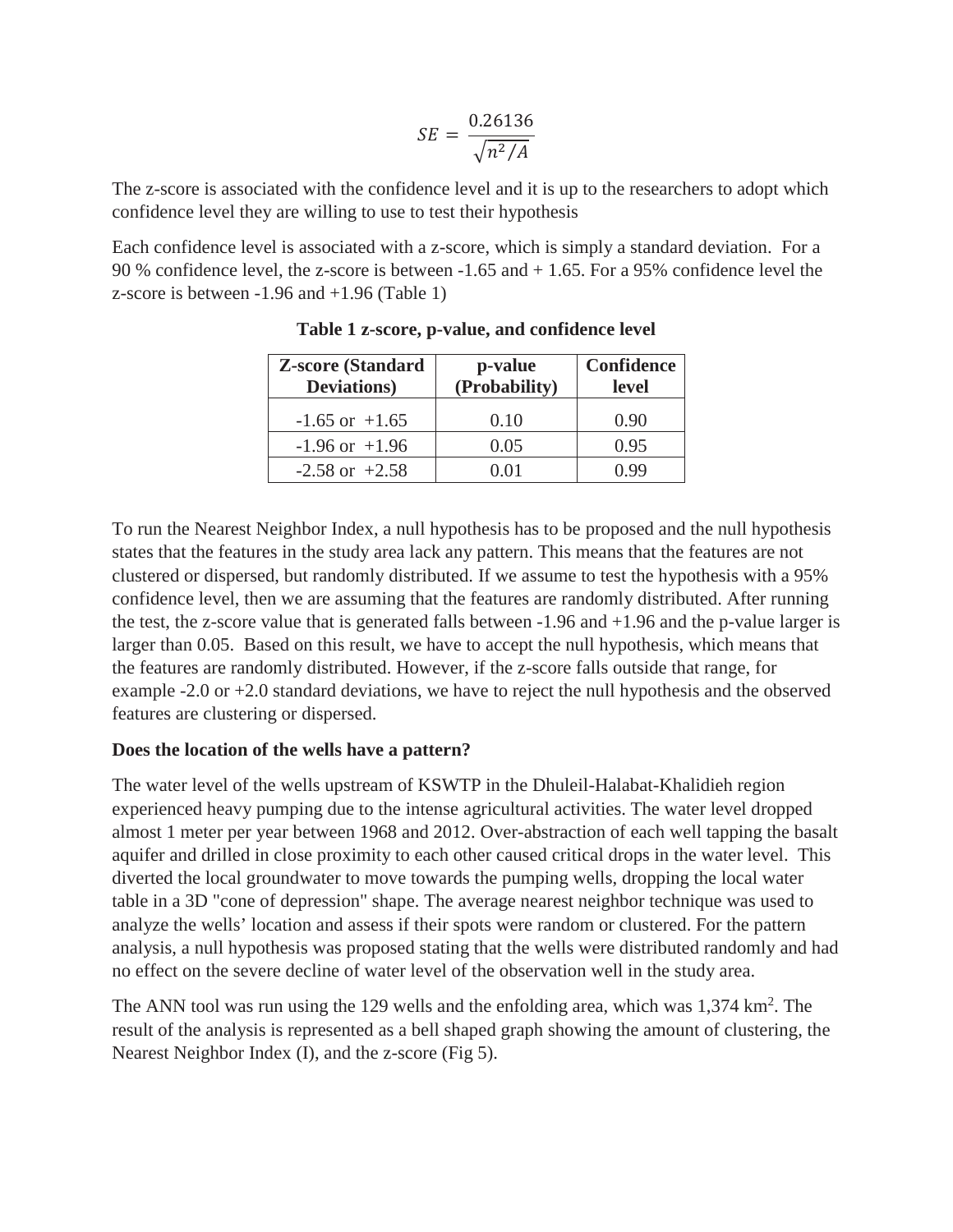$$SE = \frac{0.26136}{\sqrt{n^2/A}}$$

The z-score is associated with the confidence level and it is up to the researchers to adopt which confidence level they are willing to use to test their hypothesis

Each confidence level is associated with a z-score, which is simply a standard deviation. For a 90 % confidence level, the z-score is between -1.65 and + 1.65. For a 95% confidence level the z-score is between -1.96 and +1.96 (Table 1)

**Table 1 z-score, p-value, and confidence level**

| Z-score (Standard Deviations) | p-value (Probability) | Confidence level |
|---|---|---|
| -1.65 or +1.65 | 0.10 | 0.90 |
| -1.96 or +1.96 | 0.05 | 0.95 |
| -2.58 or +2.58 | 0.01 | 0.99 |

To run the Nearest Neighbor Index, a null hypothesis has to be proposed and the null hypothesis states that the features in the study area lack any pattern. This means that the features are not clustered or dispersed, but randomly distributed. If we assume to test the hypothesis with a 95% confidence level, then we are assuming that the features are randomly distributed. After running the test, the z-score value that is generated falls between -1.96 and +1.96 and the p-value larger is larger than 0.05. Based on this result, we have to accept the null hypothesis, which means that the features are randomly distributed. However, if the z-score falls outside that range, for example -2.0 or +2.0 standard deviations, we have to reject the null hypothesis and the observed features are clustering or dispersed.

**Does the location of the wells have a pattern?**

The water level of the wells upstream of KSWTP in the Dhuleil-Halabat-Khalidieh region experienced heavy pumping due to the intense agricultural activities. The water level dropped almost 1 meter per year between 1968 and 2012. Over-abstraction of each well tapping the basalt aquifer and drilled in close proximity to each other caused critical drops in the water level. This diverted the local groundwater to move towards the pumping wells, dropping the local water table in a 3D "cone of depression" shape. The average nearest neighbor technique was used to analyze the wells' location and assess if their spots were random or clustered. For the pattern analysis, a null hypothesis was proposed stating that the wells were distributed randomly and had no effect on the severe decline of water level of the observation well in the study area.

The ANN tool was run using the 129 wells and the enfolding area, which was 1,374 km$^2$. The result of the analysis is represented as a bell shaped graph showing the amount of clustering, the Nearest Neighbor Index (I), and the z-score (Fig 5).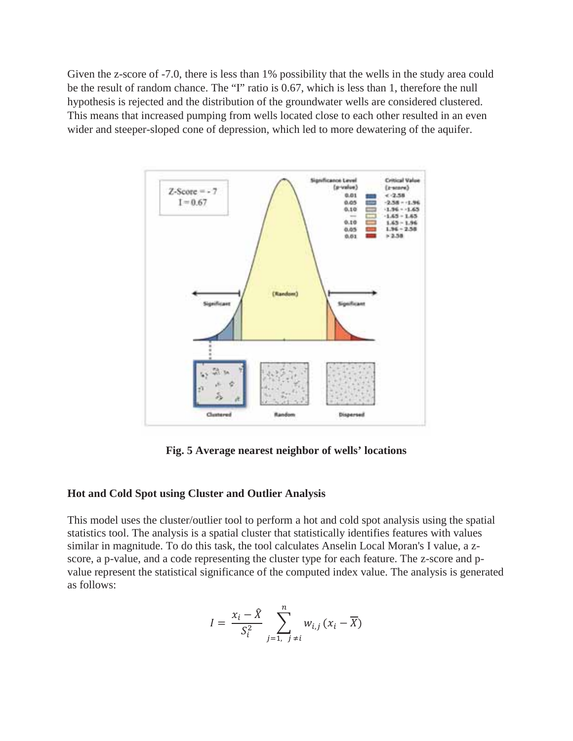Given the z-score of -7.0, there is less than 1% possibility that the wells in the study area could be the result of random chance. The “I” ratio is 0.67, which is less than 1, therefore the null hypothesis is rejected and the distribution of the groundwater wells are considered clustered. This means that increased pumping from wells located close to each other resulted in an even wider and steeper-sloped cone of depression, which led to more dewatering of the aquifer.

**Fig. 5 Average nearest neighbor of wells’ locations**

**Hot and Cold Spot using Cluster and Outlier Analysis**

This model uses the cluster/outlier tool to perform a hot and cold spot analysis using the spatial statistics tool. The analysis is a spatial cluster that statistically identifies features with values similar in magnitude. To do this task, the tool calculates Anselin Local Moran's I value, a z-score, a p-value, and a code representing the cluster type for each feature. The z-score and p-value represent the statistical significance of the computed index value. The analysis is generated as follows:

$$I = \frac{x_i - \hat{X}}{S_i^2} \sum_{j=1,\ j \neq i}^{n} w_{i,j} \left( x_i - \overline{X} \right)$$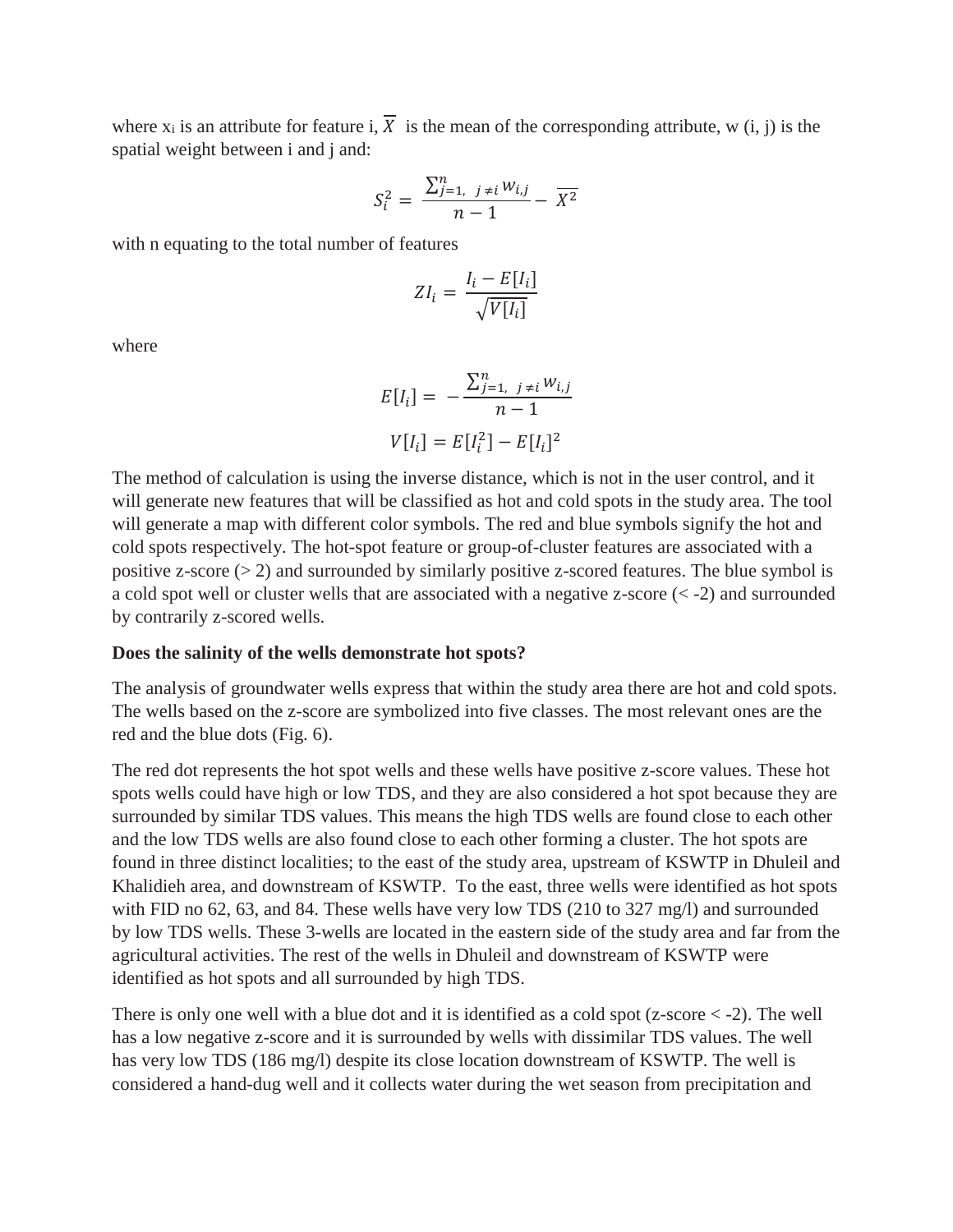where $x_i$ is an attribute for feature i, $\overline{X}$ is the mean of the corresponding attribute, w (i, j) is the spatial weight between i and j and:

$$S_i^2 = \frac{\sum_{j=1,\ j\neq i}^{n} w_{i,j}}{n-1} - \overline{X^2}$$

with n equating to the total number of features

$$ZI_i = \frac{I_i - E[I_i]}{\sqrt{V[I_i]}}$$

where

$$E[I_i] = -\frac{\sum_{j=1,\ j\neq i}^{n} w_{i,j}}{n-1}$$

$$V[I_i] = E[I_i^2] - E[I_i]^2$$

The method of calculation is using the inverse distance, which is not in the user control, and it will generate new features that will be classified as hot and cold spots in the study area. The tool will generate a map with different color symbols. The red and blue symbols signify the hot and cold spots respectively. The hot-spot feature or group-of-cluster features are associated with a positive z-score (> 2) and surrounded by similarly positive z-scored features. The blue symbol is a cold spot well or cluster wells that are associated with a negative z-score (< -2) and surrounded by contrarily z-scored wells.

**Does the salinity of the wells demonstrate hot spots?**

The analysis of groundwater wells express that within the study area there are hot and cold spots. The wells based on the z-score are symbolized into five classes. The most relevant ones are the red and the blue dots (Fig. 6).

The red dot represents the hot spot wells and these wells have positive z-score values. These hot spots wells could have high or low TDS, and they are also considered a hot spot because they are surrounded by similar TDS values. This means the high TDS wells are found close to each other and the low TDS wells are also found close to each other forming a cluster. The hot spots are found in three distinct localities; to the east of the study area, upstream of KSWTP in Dhuleil and Khalidieh area, and downstream of KSWTP. To the east, three wells were identified as hot spots with FID no 62, 63, and 84. These wells have very low TDS (210 to 327 mg/l) and surrounded by low TDS wells. These 3-wells are located in the eastern side of the study area and far from the agricultural activities. The rest of the wells in Dhuleil and downstream of KSWTP were identified as hot spots and all surrounded by high TDS.

There is only one well with a blue dot and it is identified as a cold spot (z-score < -2). The well has a low negative z-score and it is surrounded by wells with dissimilar TDS values. The well has very low TDS (186 mg/l) despite its close location downstream of KSWTP. The well is considered a hand-dug well and it collects water during the wet season from precipitation and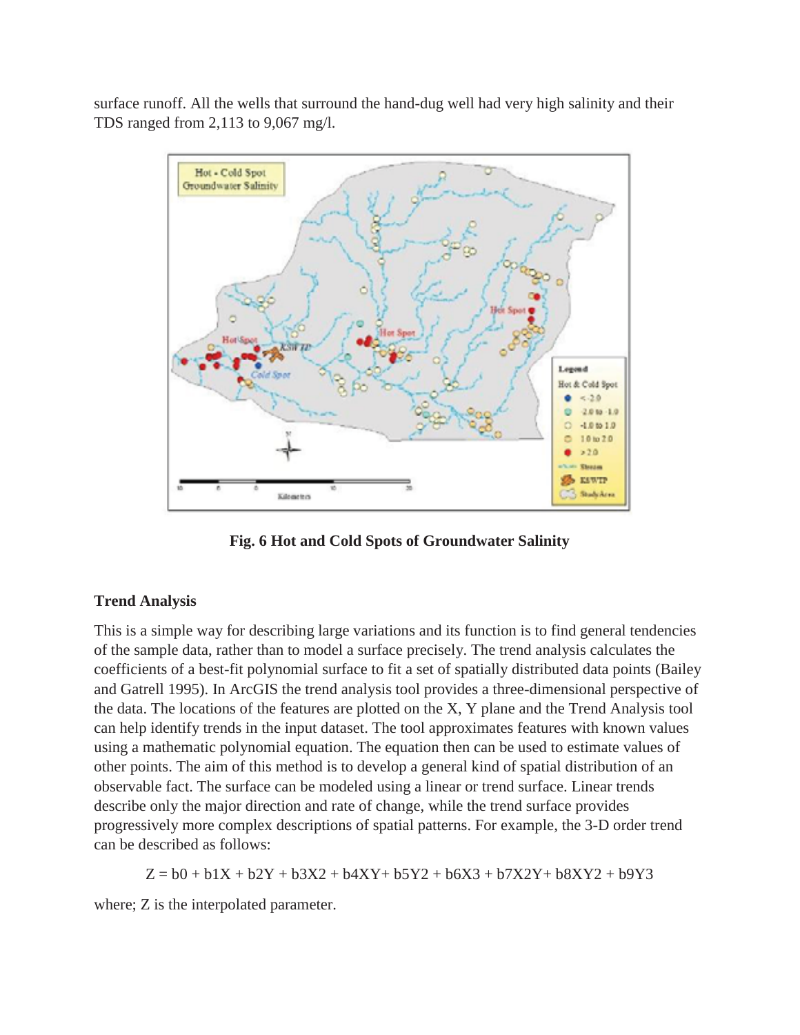surface runoff. All the wells that surround the hand-dug well had very high salinity and their TDS ranged from 2,113 to 9,067 mg/l.

**Fig. 6 Hot and Cold Spots of Groundwater Salinity**

### Trend Analysis

This is a simple way for describing large variations and its function is to find general tendencies of the sample data, rather than to model a surface precisely. The trend analysis calculates the coefficients of a best-fit polynomial surface to fit a set of spatially distributed data points (Bailey and Gatrell 1995). In ArcGIS the trend analysis tool provides a three-dimensional perspective of the data. The locations of the features are plotted on the X, Y plane and the Trend Analysis tool can help identify trends in the input dataset. The tool approximates features with known values using a mathematic polynomial equation. The equation then can be used to estimate values of other points. The aim of this method is to develop a general kind of spatial distribution of an observable fact. The surface can be modeled using a linear or trend surface. Linear trends describe only the major direction and rate of change, while the trend surface provides progressively more complex descriptions of spatial patterns. For example, the 3-D order trend can be described as follows:

$$Z = b_0 + b_1X + b_2Y + b_3X^2 + b_4XY + b_5Y^2 + b_6X^3 + b_7X^2Y + b_8XY^2 + b_9Y^3$$

where; Z is the interpolated parameter.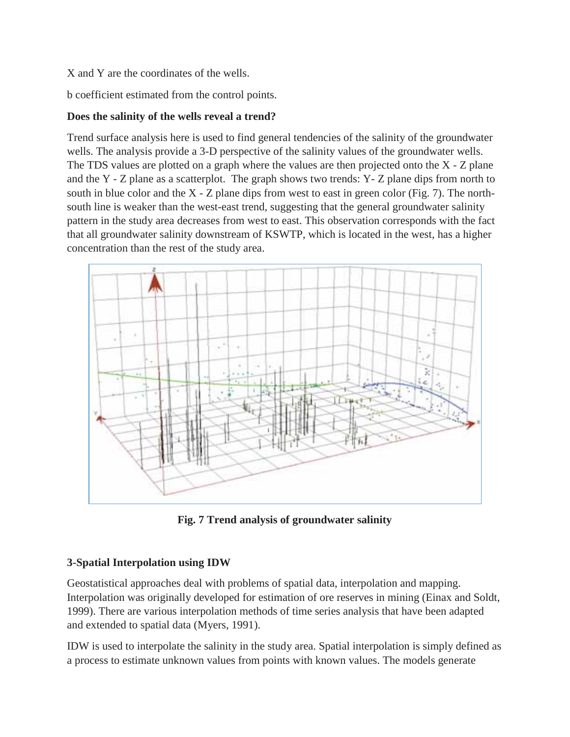X and Y are the coordinates of the wells.

b coefficient estimated from the control points.

**Does the salinity of the wells reveal a trend?**

Trend surface analysis here is used to find general tendencies of the salinity of the groundwater wells. The analysis provide a 3-D perspective of the salinity values of the groundwater wells. The TDS values are plotted on a graph where the values are then projected onto the X - Z plane and the Y - Z plane as a scatterplot. The graph shows two trends: Y- Z plane dips from north to south in blue color and the X - Z plane dips from west to east in green color (Fig. 7). The north-south line is weaker than the west-east trend, suggesting that the general groundwater salinity pattern in the study area decreases from west to east. This observation corresponds with the fact that all groundwater salinity downstream of KSWTP, which is located in the west, has a higher concentration than the rest of the study area.

**Fig. 7 Trend analysis of groundwater salinity**

### 3-Spatial Interpolation using IDW

Geostatistical approaches deal with problems of spatial data, interpolation and mapping. Interpolation was originally developed for estimation of ore reserves in mining (Einax and Soldt, 1999). There are various interpolation methods of time series analysis that have been adapted and extended to spatial data (Myers, 1991).

IDW is used to interpolate the salinity in the study area. Spatial interpolation is simply defined as a process to estimate unknown values from points with known values. The models generate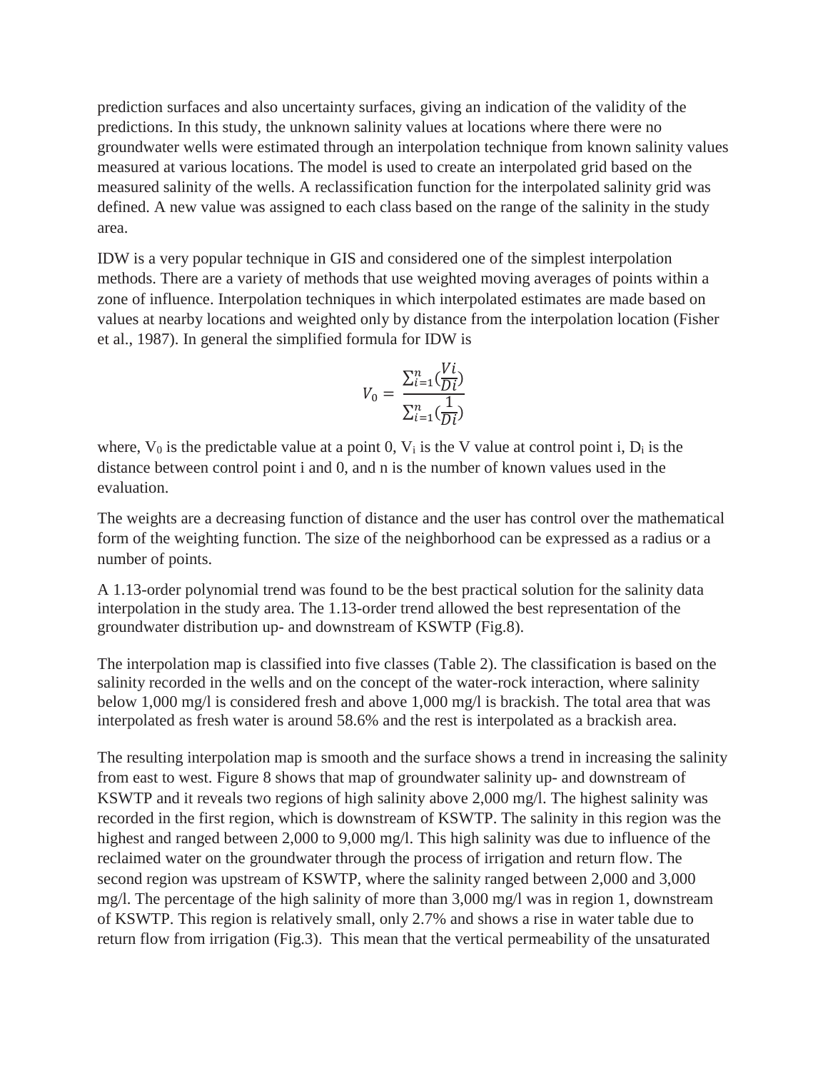prediction surfaces and also uncertainty surfaces, giving an indication of the validity of the predictions. In this study, the unknown salinity values at locations where there were no groundwater wells were estimated through an interpolation technique from known salinity values measured at various locations. The model is used to create an interpolated grid based on the measured salinity of the wells. A reclassification function for the interpolated salinity grid was defined. A new value was assigned to each class based on the range of the salinity in the study area.

IDW is a very popular technique in GIS and considered one of the simplest interpolation methods. There are a variety of methods that use weighted moving averages of points within a zone of influence. Interpolation techniques in which interpolated estimates are made based on values at nearby locations and weighted only by distance from the interpolation location (Fisher et al., 1987). In general the simplified formula for IDW is

$$V_0 = \frac{\sum_{i=1}^{n}(\frac{Vi}{Di})}{\sum_{i=1}^{n}(\frac{1}{Di})}$$

where, $V_0$ is the predictable value at a point 0, $V_i$ is the V value at control point i, $D_i$ is the distance between control point i and 0, and n is the number of known values used in the evaluation.

The weights are a decreasing function of distance and the user has control over the mathematical form of the weighting function. The size of the neighborhood can be expressed as a radius or a number of points.

A 1.13-order polynomial trend was found to be the best practical solution for the salinity data interpolation in the study area. The 1.13-order trend allowed the best representation of the groundwater distribution up- and downstream of KSWTP (Fig.8).

The interpolation map is classified into five classes (Table 2). The classification is based on the salinity recorded in the wells and on the concept of the water-rock interaction, where salinity below 1,000 mg/l is considered fresh and above 1,000 mg/l is brackish. The total area that was interpolated as fresh water is around 58.6% and the rest is interpolated as a brackish area.

The resulting interpolation map is smooth and the surface shows a trend in increasing the salinity from east to west. Figure 8 shows that map of groundwater salinity up- and downstream of KSWTP and it reveals two regions of high salinity above 2,000 mg/l. The highest salinity was recorded in the first region, which is downstream of KSWTP. The salinity in this region was the highest and ranged between 2,000 to 9,000 mg/l. This high salinity was due to influence of the reclaimed water on the groundwater through the process of irrigation and return flow. The second region was upstream of KSWTP, where the salinity ranged between 2,000 and 3,000 mg/l. The percentage of the high salinity of more than 3,000 mg/l was in region 1, downstream of KSWTP. This region is relatively small, only 2.7% and shows a rise in water table due to return flow from irrigation (Fig.3). This mean that the vertical permeability of the unsaturated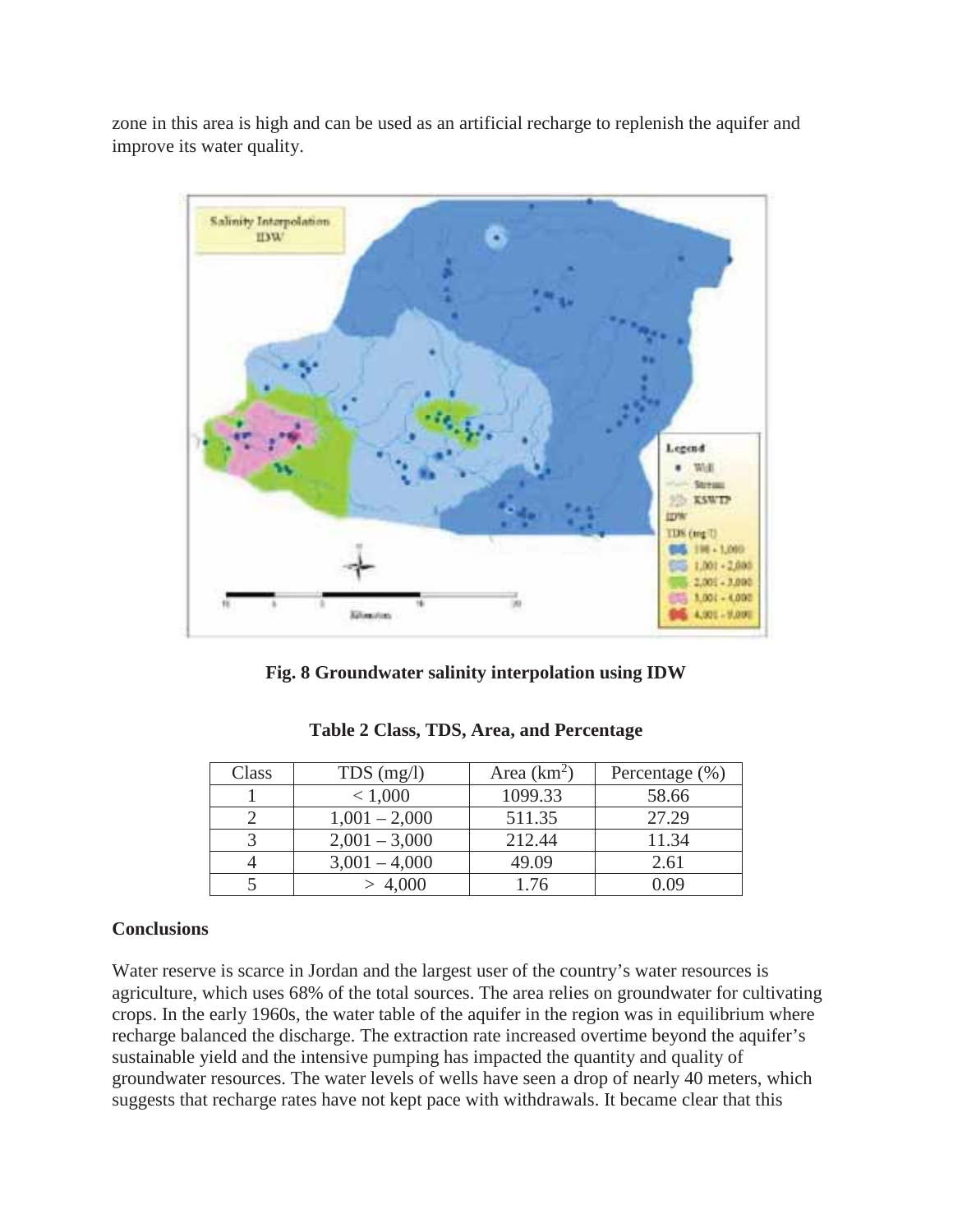zone in this area is high and can be used as an artificial recharge to replenish the aquifer and improve its water quality.

**Fig. 8 Groundwater salinity interpolation using IDW**

**Table 2 Class, TDS, Area, and Percentage**

| Class | TDS (mg/l) | Area ($km^2$) | Percentage (%) |
|---|---|---|---|
| 1 | < 1,000 | 1099.33 | 58.66 |
| 2 | 1,001 – 2,000 | 511.35 | 27.29 |
| 3 | 2,001 – 3,000 | 212.44 | 11.34 |
| 4 | 3,001 – 4,000 | 49.09 | 2.61 |
| 5 | > 4,000 | 1.76 | 0.09 |

**Conclusions**

Water reserve is scarce in Jordan and the largest user of the country's water resources is agriculture, which uses 68% of the total sources. The area relies on groundwater for cultivating crops. In the early 1960s, the water table of the aquifer in the region was in equilibrium where recharge balanced the discharge. The extraction rate increased overtime beyond the aquifer's sustainable yield and the intensive pumping has impacted the quantity and quality of groundwater resources. The water levels of wells have seen a drop of nearly 40 meters, which suggests that recharge rates have not kept pace with withdrawals. It became clear that this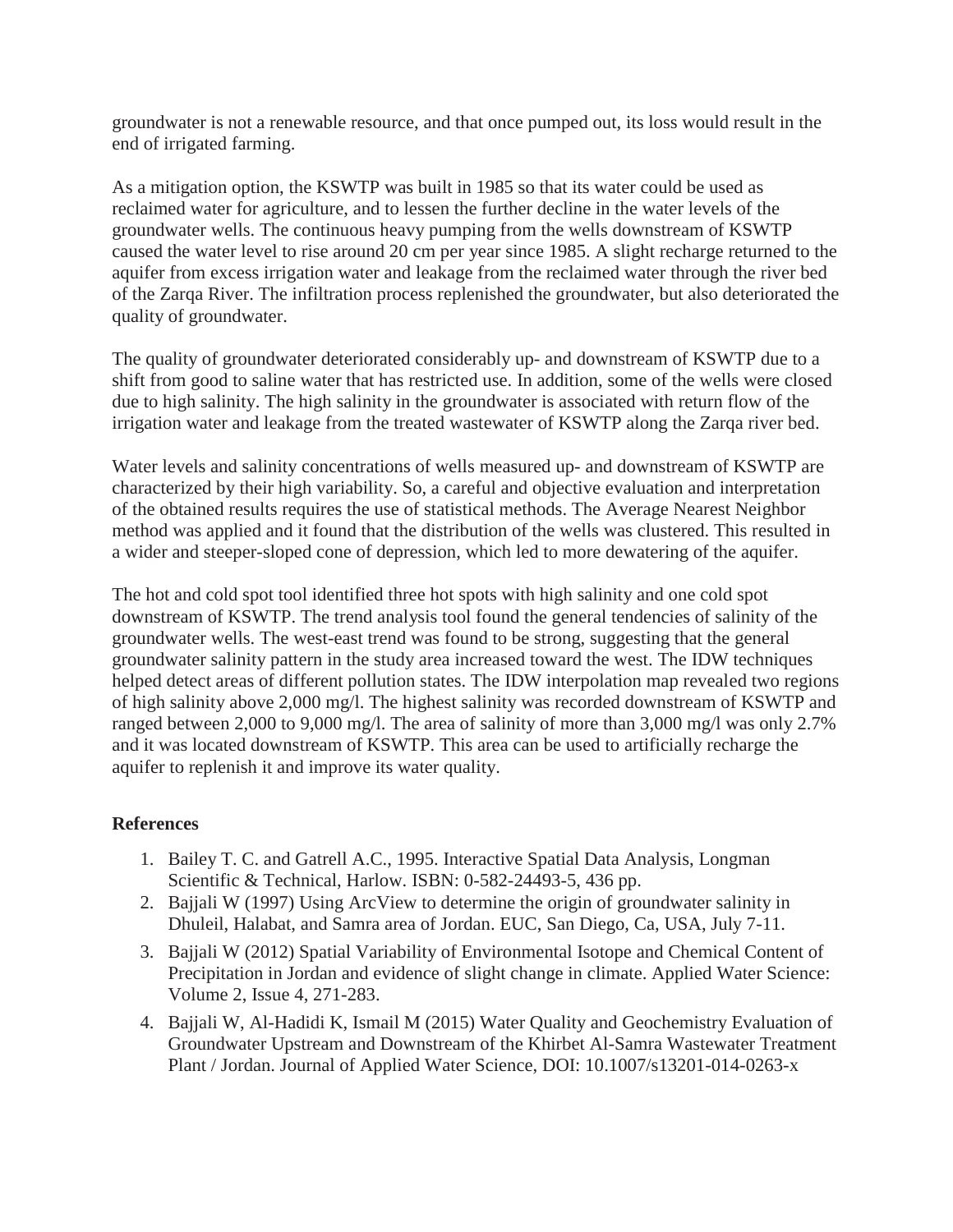groundwater is not a renewable resource, and that once pumped out, its loss would result in the end of irrigated farming.

As a mitigation option, the KSWTP was built in 1985 so that its water could be used as reclaimed water for agriculture, and to lessen the further decline in the water levels of the groundwater wells. The continuous heavy pumping from the wells downstream of KSWTP caused the water level to rise around 20 cm per year since 1985. A slight recharge returned to the aquifer from excess irrigation water and leakage from the reclaimed water through the river bed of the Zarqa River. The infiltration process replenished the groundwater, but also deteriorated the quality of groundwater.

The quality of groundwater deteriorated considerably up- and downstream of KSWTP due to a shift from good to saline water that has restricted use. In addition, some of the wells were closed due to high salinity. The high salinity in the groundwater is associated with return flow of the irrigation water and leakage from the treated wastewater of KSWTP along the Zarqa river bed.

Water levels and salinity concentrations of wells measured up- and downstream of KSWTP are characterized by their high variability. So, a careful and objective evaluation and interpretation of the obtained results requires the use of statistical methods. The Average Nearest Neighbor method was applied and it found that the distribution of the wells was clustered. This resulted in a wider and steeper-sloped cone of depression, which led to more dewatering of the aquifer.

The hot and cold spot tool identified three hot spots with high salinity and one cold spot downstream of KSWTP. The trend analysis tool found the general tendencies of salinity of the groundwater wells. The west-east trend was found to be strong, suggesting that the general groundwater salinity pattern in the study area increased toward the west. The IDW techniques helped detect areas of different pollution states. The IDW interpolation map revealed two regions of high salinity above 2,000 mg/l. The highest salinity was recorded downstream of KSWTP and ranged between 2,000 to 9,000 mg/l. The area of salinity of more than 3,000 mg/l was only 2.7% and it was located downstream of KSWTP. This area can be used to artificially recharge the aquifer to replenish it and improve its water quality.

**References**

1. Bailey T. C. and Gatrell A.C., 1995. Interactive Spatial Data Analysis, Longman Scientific & Technical, Harlow. ISBN: 0-582-24493-5, 436 pp.
2. Bajjali W (1997) Using ArcView to determine the origin of groundwater salinity in Dhuleil, Halabat, and Samra area of Jordan. EUC, San Diego, Ca, USA, July 7-11.
3. Bajjali W (2012) Spatial Variability of Environmental Isotope and Chemical Content of Precipitation in Jordan and evidence of slight change in climate. Applied Water Science: Volume 2, Issue 4, 271-283.
4. Bajjali W, Al-Hadidi K, Ismail M (2015) Water Quality and Geochemistry Evaluation of Groundwater Upstream and Downstream of the Khirbet Al-Samra Wastewater Treatment Plant / Jordan. Journal of Applied Water Science, DOI: 10.1007/s13201-014-0263-x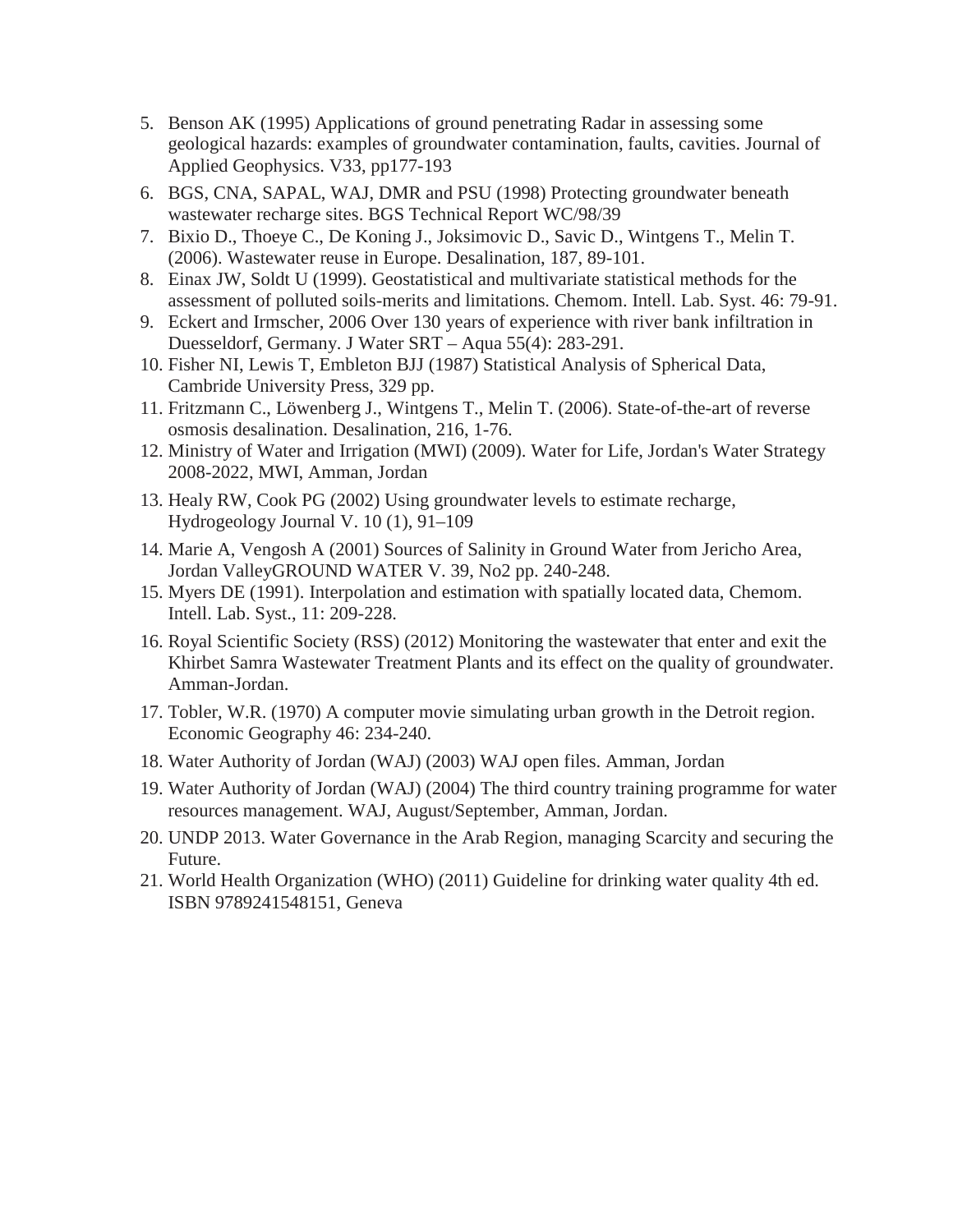5. Benson AK (1995) Applications of ground penetrating Radar in assessing some geological hazards: examples of groundwater contamination, faults, cavities. Journal of Applied Geophysics. V33, pp177-193
6. BGS, CNA, SAPAL, WAJ, DMR and PSU (1998) Protecting groundwater beneath wastewater recharge sites. BGS Technical Report WC/98/39
7. Bixio D., Thoeye C., De Koning J., Joksimovic D., Savic D., Wintgens T., Melin T. (2006). Wastewater reuse in Europe. Desalination, 187, 89-101.
8. Einax JW, Soldt U (1999). Geostatistical and multivariate statistical methods for the assessment of polluted soils-merits and limitations. Chemom. Intell. Lab. Syst. 46: 79-91.
9. Eckert and Irmscher, 2006 Over 130 years of experience with river bank infiltration in Duesseldorf, Germany. J Water SRT – Aqua 55(4): 283-291.
10. Fisher NI, Lewis T, Embleton BJJ (1987) Statistical Analysis of Spherical Data, Cambride University Press, 329 pp.
11. Fritzmann C., Löwenberg J., Wintgens T., Melin T. (2006). State-of-the-art of reverse osmosis desalination. Desalination, 216, 1-76.
12. Ministry of Water and Irrigation (MWI) (2009). Water for Life, Jordan's Water Strategy 2008-2022, MWI, Amman, Jordan
13. Healy RW, Cook PG (2002) Using groundwater levels to estimate recharge, Hydrogeology Journal V. 10 (1), 91–109
14. Marie A, Vengosh A (2001) Sources of Salinity in Ground Water from Jericho Area, Jordan ValleyGROUND WATER V. 39, No2 pp. 240-248.
15. Myers DE (1991). Interpolation and estimation with spatially located data, Chemom. Intell. Lab. Syst., 11: 209-228.
16. Royal Scientific Society (RSS) (2012) Monitoring the wastewater that enter and exit the Khirbet Samra Wastewater Treatment Plants and its effect on the quality of groundwater. Amman-Jordan.
17. Tobler, W.R. (1970) A computer movie simulating urban growth in the Detroit region. Economic Geography 46: 234-240.
18. Water Authority of Jordan (WAJ) (2003) WAJ open files. Amman, Jordan
19. Water Authority of Jordan (WAJ) (2004) The third country training programme for water resources management. WAJ, August/September, Amman, Jordan.
20. UNDP 2013. Water Governance in the Arab Region, managing Scarcity and securing the Future.
21. World Health Organization (WHO) (2011) Guideline for drinking water quality 4th ed. ISBN 9789241548151, Geneva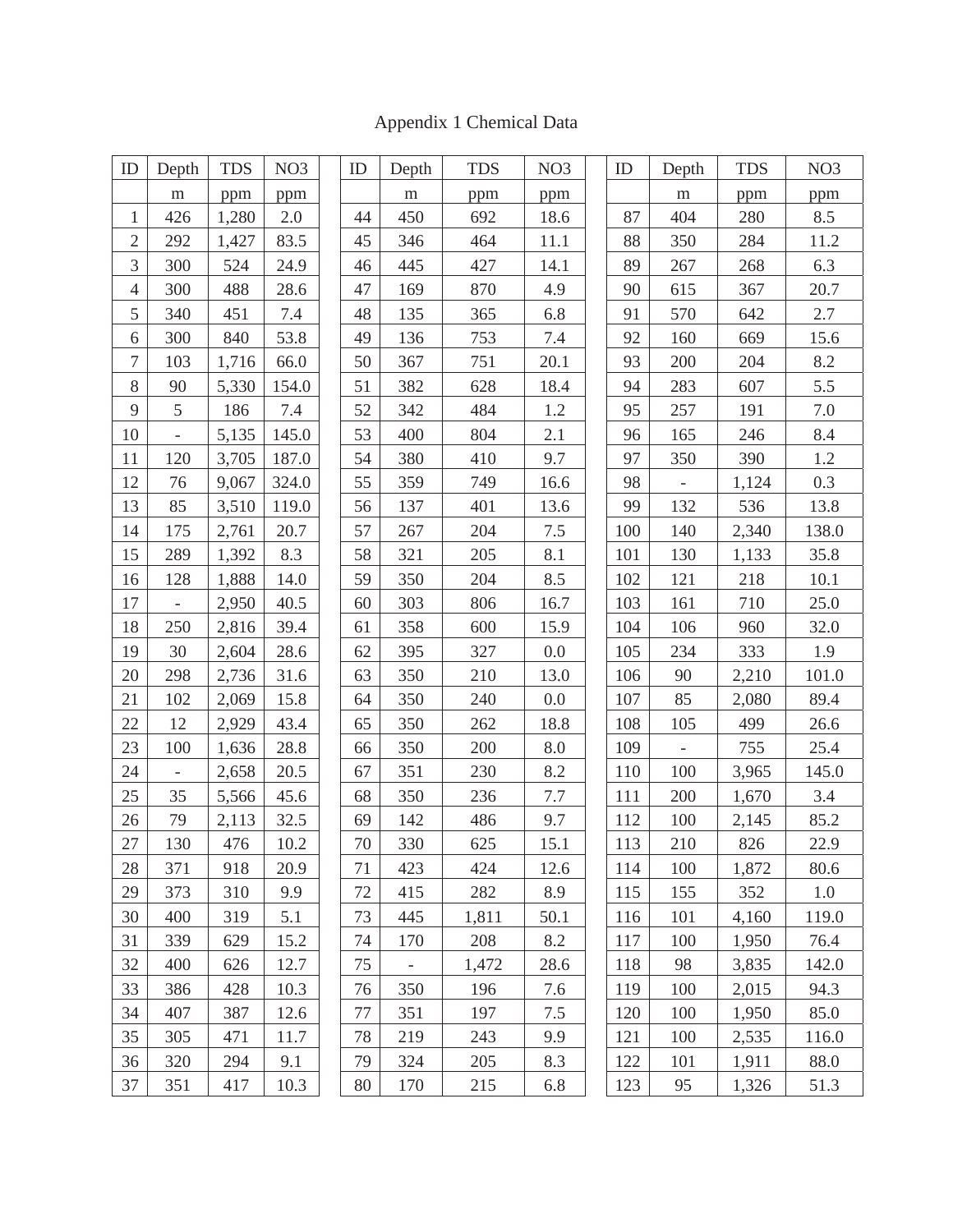# Appendix 1 Chemical Data

| ID | Depth | TDS | NO3 | | ID | Depth | TDS | NO3 | | ID | Depth | TDS | NO3 |
|---|---|---|---|---|---|---|---|---|---|---|---|---|---|
| | m | ppm | ppm | | | m | ppm | ppm | | | m | ppm | ppm |
| 1 | 426 | 1,280 | 2.0 | | 44 | 450 | 692 | 18.6 | | 87 | 404 | 280 | 8.5 |
| 2 | 292 | 1,427 | 83.5 | | 45 | 346 | 464 | 11.1 | | 88 | 350 | 284 | 11.2 |
| 3 | 300 | 524 | 24.9 | | 46 | 445 | 427 | 14.1 | | 89 | 267 | 268 | 6.3 |
| 4 | 300 | 488 | 28.6 | | 47 | 169 | 870 | 4.9 | | 90 | 615 | 367 | 20.7 |
| 5 | 340 | 451 | 7.4 | | 48 | 135 | 365 | 6.8 | | 91 | 570 | 642 | 2.7 |
| 6 | 300 | 840 | 53.8 | | 49 | 136 | 753 | 7.4 | | 92 | 160 | 669 | 15.6 |
| 7 | 103 | 1,716 | 66.0 | | 50 | 367 | 751 | 20.1 | | 93 | 200 | 204 | 8.2 |
| 8 | 90 | 5,330 | 154.0 | | 51 | 382 | 628 | 18.4 | | 94 | 283 | 607 | 5.5 |
| 9 | 5 | 186 | 7.4 | | 52 | 342 | 484 | 1.2 | | 95 | 257 | 191 | 7.0 |
| 10 | - | 5,135 | 145.0 | | 53 | 400 | 804 | 2.1 | | 96 | 165 | 246 | 8.4 |
| 11 | 120 | 3,705 | 187.0 | | 54 | 380 | 410 | 9.7 | | 97 | 350 | 390 | 1.2 |
| 12 | 76 | 9,067 | 324.0 | | 55 | 359 | 749 | 16.6 | | 98 | - | 1,124 | 0.3 |
| 13 | 85 | 3,510 | 119.0 | | 56 | 137 | 401 | 13.6 | | 99 | 132 | 536 | 13.8 |
| 14 | 175 | 2,761 | 20.7 | | 57 | 267 | 204 | 7.5 | | 100 | 140 | 2,340 | 138.0 |
| 15 | 289 | 1,392 | 8.3 | | 58 | 321 | 205 | 8.1 | | 101 | 130 | 1,133 | 35.8 |
| 16 | 128 | 1,888 | 14.0 | | 59 | 350 | 204 | 8.5 | | 102 | 121 | 218 | 10.1 |
| 17 | - | 2,950 | 40.5 | | 60 | 303 | 806 | 16.7 | | 103 | 161 | 710 | 25.0 |
| 18 | 250 | 2,816 | 39.4 | | 61 | 358 | 600 | 15.9 | | 104 | 106 | 960 | 32.0 |
| 19 | 30 | 2,604 | 28.6 | | 62 | 395 | 327 | 0.0 | | 105 | 234 | 333 | 1.9 |
| 20 | 298 | 2,736 | 31.6 | | 63 | 350 | 210 | 13.0 | | 106 | 90 | 2,210 | 101.0 |
| 21 | 102 | 2,069 | 15.8 | | 64 | 350 | 240 | 0.0 | | 107 | 85 | 2,080 | 89.4 |
| 22 | 12 | 2,929 | 43.4 | | 65 | 350 | 262 | 18.8 | | 108 | 105 | 499 | 26.6 |
| 23 | 100 | 1,636 | 28.8 | | 66 | 350 | 200 | 8.0 | | 109 | - | 755 | 25.4 |
| 24 | - | 2,658 | 20.5 | | 67 | 351 | 230 | 8.2 | | 110 | 100 | 3,965 | 145.0 |
| 25 | 35 | 5,566 | 45.6 | | 68 | 350 | 236 | 7.7 | | 111 | 200 | 1,670 | 3.4 |
| 26 | 79 | 2,113 | 32.5 | | 69 | 142 | 486 | 9.7 | | 112 | 100 | 2,145 | 85.2 |
| 27 | 130 | 476 | 10.2 | | 70 | 330 | 625 | 15.1 | | 113 | 210 | 826 | 22.9 |
| 28 | 371 | 918 | 20.9 | | 71 | 423 | 424 | 12.6 | | 114 | 100 | 1,872 | 80.6 |
| 29 | 373 | 310 | 9.9 | | 72 | 415 | 282 | 8.9 | | 115 | 155 | 352 | 1.0 |
| 30 | 400 | 319 | 5.1 | | 73 | 445 | 1,811 | 50.1 | | 116 | 101 | 4,160 | 119.0 |
| 31 | 339 | 629 | 15.2 | | 74 | 170 | 208 | 8.2 | | 117 | 100 | 1,950 | 76.4 |
| 32 | 400 | 626 | 12.7 | | 75 | - | 1,472 | 28.6 | | 118 | 98 | 3,835 | 142.0 |
| 33 | 386 | 428 | 10.3 | | 76 | 350 | 196 | 7.6 | | 119 | 100 | 2,015 | 94.3 |
| 34 | 407 | 387 | 12.6 | | 77 | 351 | 197 | 7.5 | | 120 | 100 | 1,950 | 85.0 |
| 35 | 305 | 471 | 11.7 | | 78 | 219 | 243 | 9.9 | | 121 | 100 | 2,535 | 116.0 |
| 36 | 320 | 294 | 9.1 | | 79 | 324 | 205 | 8.3 | | 122 | 101 | 1,911 | 88.0 |
| 37 | 351 | 417 | 10.3 | | 80 | 170 | 215 | 6.8 | | 123 | 95 | 1,326 | 51.3 |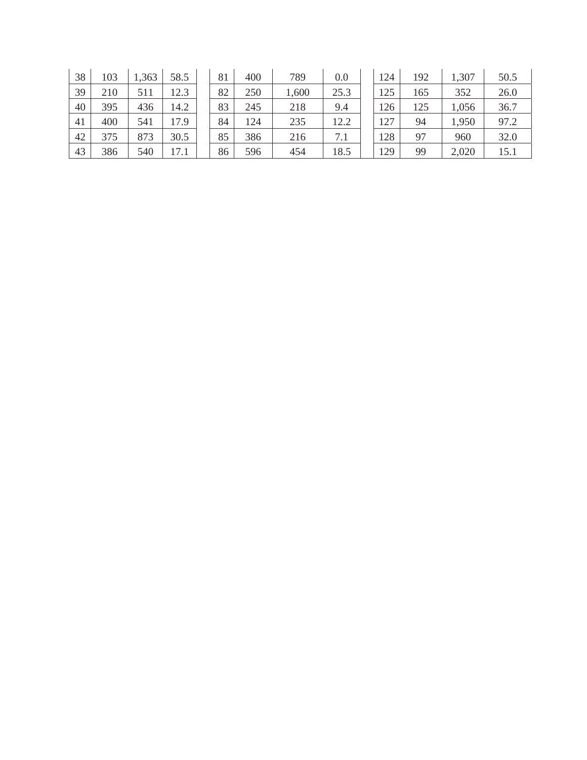| | | | | | | | | | | | | | |
|---|---|---|---|---|---|---|---|---|---|---|---|---|---|
| 38 | 103 | 1,363 | 58.5 | | 81 | 400 | 789 | 0.0 | | 124 | 192 | 1,307 | 50.5 |
| 39 | 210 | 511 | 12.3 | | 82 | 250 | 1,600 | 25.3 | | 125 | 165 | 352 | 26.0 |
| 40 | 395 | 436 | 14.2 | | 83 | 245 | 218 | 9.4 | | 126 | 125 | 1,056 | 36.7 |
| 41 | 400 | 541 | 17.9 | | 84 | 124 | 235 | 12.2 | | 127 | 94 | 1,950 | 97.2 |
| 42 | 375 | 873 | 30.5 | | 85 | 386 | 216 | 7.1 | | 128 | 97 | 960 | 32.0 |
| 43 | 386 | 540 | 17.1 | | 86 | 596 | 454 | 18.5 | | 129 | 99 | 2,020 | 15.1 |